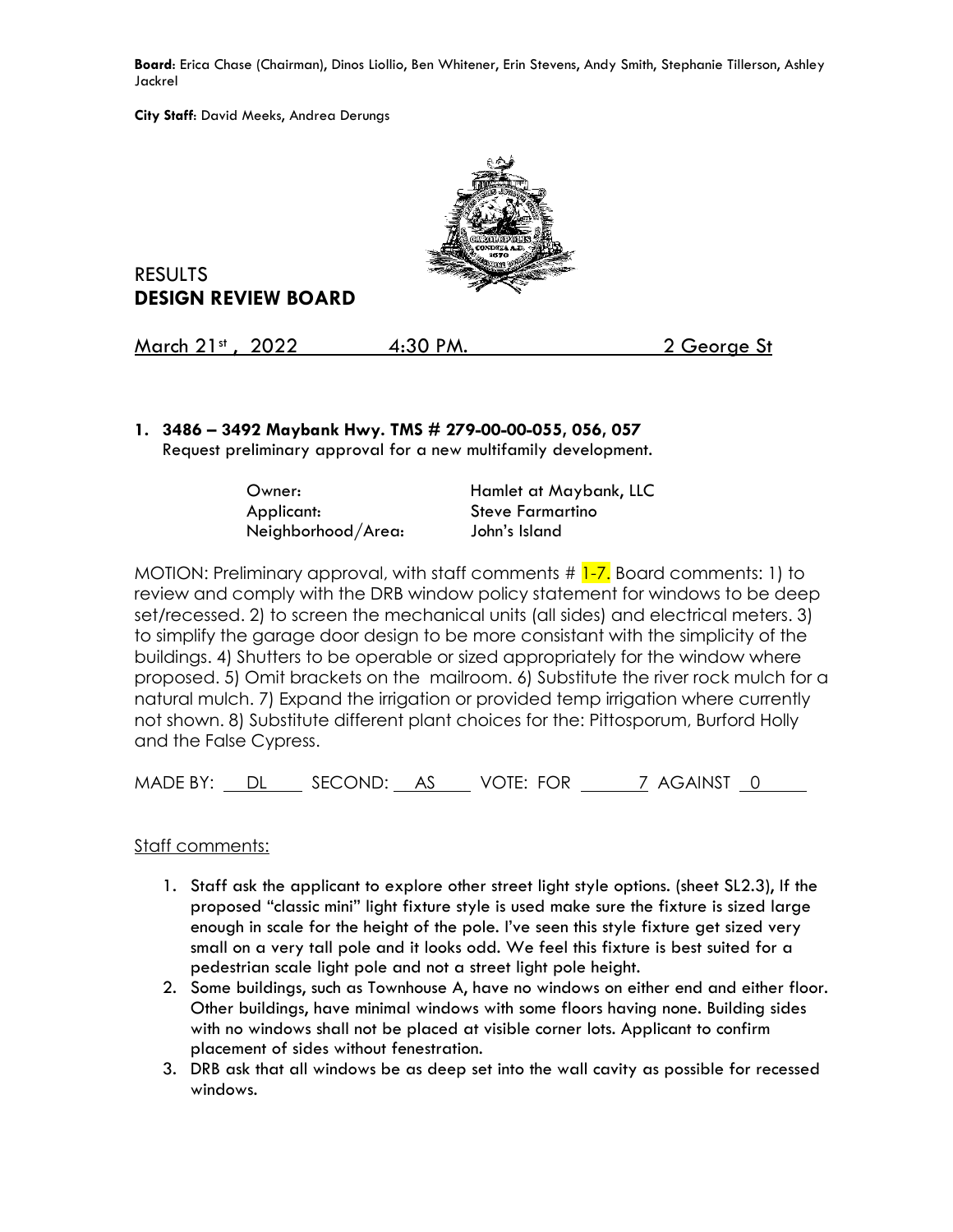**Board**: Erica Chase (Chairman), Dinos Liollio, Ben Whitener, Erin Stevens, Andy Smith, Stephanie Tillerson, Ashley Jackrel

**City Staff**: David Meeks, Andrea Derungs

RESULTS
**DESIGN REVIEW BOARD**

March 21st , 2022 4:30 PM. 2 George St

**1. 3486 – 3492 Maybank Hwy. TMS # 279-00-00-055, 056, 057**
Request preliminary approval for a new multifamily development.

| | |
|---|---|
| Owner: | Hamlet at Maybank, LLC |
| Applicant: | Steve Farmartino |
| Neighborhood/Area: | John's Island |

MOTION: Preliminary approval, with staff comments # 1-7. Board comments: 1) to review and comply with the DRB window policy statement for windows to be deep set/recessed. 2) to screen the mechanical units (all sides) and electrical meters. 3) to simplify the garage door design to be more consistant with the simplicity of the buildings. 4) Shutters to be operable or sized appropriately for the window where proposed. 5) Omit brackets on the mailroom. 6) Substitute the river rock mulch for a natural mulch. 7) Expand the irrigation or provided temp irrigation where currently not shown. 8) Substitute different plant choices for the: Pittosporum, Burford Holly and the False Cypress.

MADE BY: DL SECOND: AS VOTE: FOR 7 AGAINST 0

Staff comments:

1. Staff ask the applicant to explore other street light style options. (sheet SL2.3), If the proposed "classic mini" light fixture style is used make sure the fixture is sized large enough in scale for the height of the pole. I've seen this style fixture get sized very small on a very tall pole and it looks odd. We feel this fixture is best suited for a pedestrian scale light pole and not a street light pole height.
2. Some buildings, such as Townhouse A, have no windows on either end and either floor. Other buildings, have minimal windows with some floors having none. Building sides with no windows shall not be placed at visible corner lots. Applicant to confirm placement of sides without fenestration.
3. DRB ask that all windows be as deep set into the wall cavity as possible for recessed windows.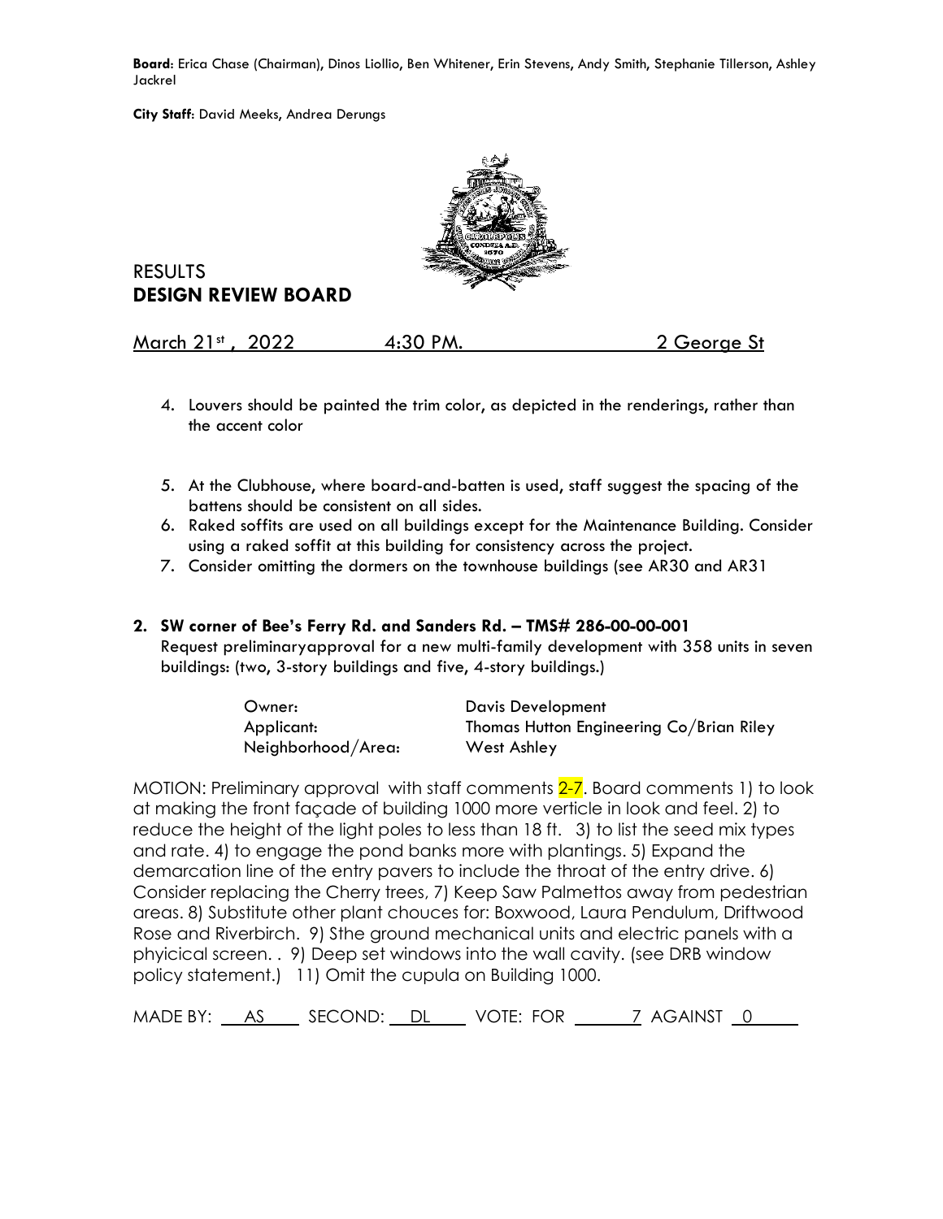**Board**: Erica Chase (Chairman), Dinos Liollio, Ben Whitener, Erin Stevens, Andy Smith, Stephanie Tillerson, Ashley Jackrel

**City Staff**: David Meeks, Andrea Derungs

RESULTS
# DESIGN REVIEW BOARD

March 21st , 2022 4:30 PM. 2 George St

4. Louvers should be painted the trim color, as depicted in the renderings, rather than the accent color
5. At the Clubhouse, where board-and-batten is used, staff suggest the spacing of the battens should be consistent on all sides.
6. Raked soffits are used on all buildings except for the Maintenance Building. Consider using a raked soffit at this building for consistency across the project.
7. Consider omitting the dormers on the townhouse buildings (see AR30 and AR31

**2. SW corner of Bee's Ferry Rd. and Sanders Rd. – TMS# 286-00-00-001**
Request preliminaryapproval for a new multi-family development with 358 units in seven buildings: (two, 3-story buildings and five, 4-story buildings.)

| | |
|---|---|
| Owner: | Davis Development |
| Applicant: | Thomas Hutton Engineering Co/Brian Riley |
| Neighborhood/Area: | West Ashley |

MOTION: Preliminary approval with staff comments 2-7. Board comments 1) to look at making the front façade of building 1000 more verticle in look and feel. 2) to reduce the height of the light poles to less than 18 ft. 3) to list the seed mix types and rate. 4) to engage the pond banks more with plantings. 5) Expand the demarcation line of the entry pavers to include the throat of the entry drive. 6) Consider replacing the Cherry trees, 7) Keep Saw Palmettos away from pedestrian areas. 8) Substitute other plant chouces for: Boxwood, Laura Pendulum, Driftwood Rose and Riverbirch. 9) Sthe ground mechanical units and electric panels with a phyicical screen. . 9) Deep set windows into the wall cavity. (see DRB window policy statement.) 11) Omit the cupula on Building 1000.

MADE BY: AS SECOND: DL VOTE: FOR 7 AGAINST 0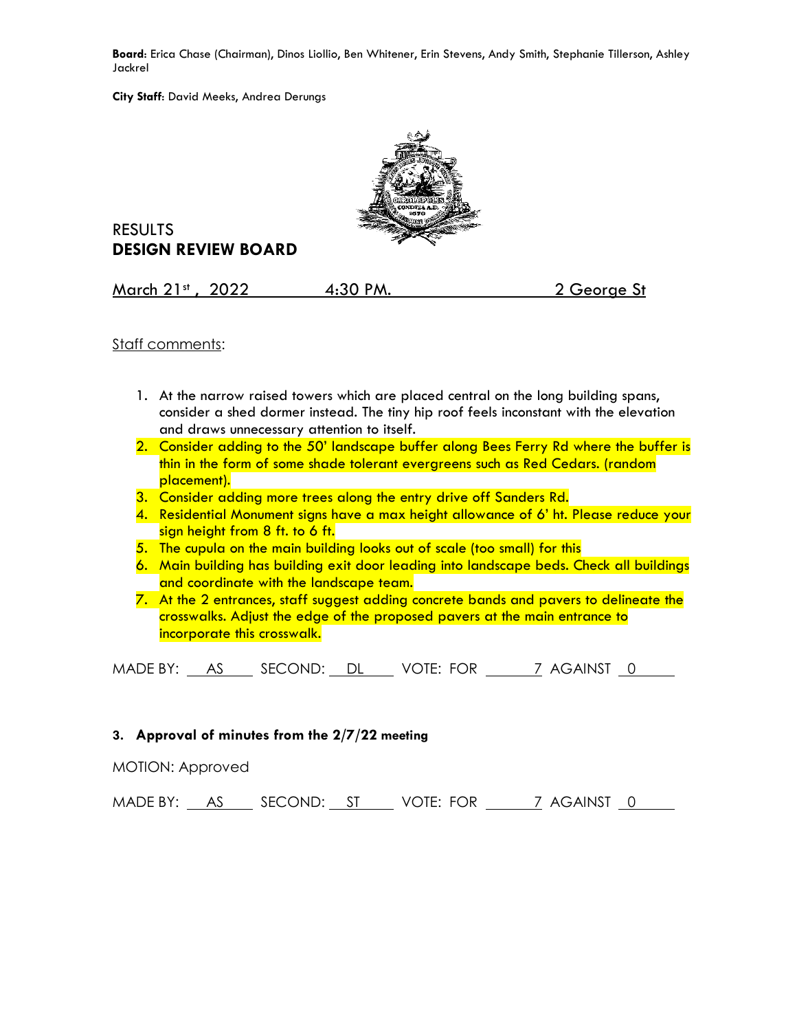**Board**: Erica Chase (Chairman), Dinos Liollio, Ben Whitener, Erin Stevens, Andy Smith, Stephanie Tillerson, Ashley Jackrel

**City Staff**: David Meeks, Andrea Derungs

RESULTS
## DESIGN REVIEW BOARD

March 21st , 2022 4:30 PM. 2 George St

Staff comments:

1. At the narrow raised towers which are placed central on the long building spans, consider a shed dormer instead. The tiny hip roof feels inconstant with the elevation and draws unnecessary attention to itself.
2. Consider adding to the 50' landscape buffer along Bees Ferry Rd where the buffer is thin in the form of some shade tolerant evergreens such as Red Cedars. (random placement).
3. Consider adding more trees along the entry drive off Sanders Rd.
4. Residential Monument signs have a max height allowance of 6' ht. Please reduce your sign height from 8 ft. to 6 ft.
5. The cupula on the main building looks out of scale (too small) for this
6. Main building has building exit door leading into landscape beds. Check all buildings and coordinate with the landscape team.
7. At the 2 entrances, staff suggest adding concrete bands and pavers to delineate the crosswalks. Adjust the edge of the proposed pavers at the main entrance to incorporate this crosswalk.

MADE BY: AS SECOND: DL VOTE: FOR 7 AGAINST 0

**3. Approval of minutes from the 2/7/22 meeting**

MOTION: Approved

MADE BY: AS SECOND: ST VOTE: FOR 7 AGAINST 0